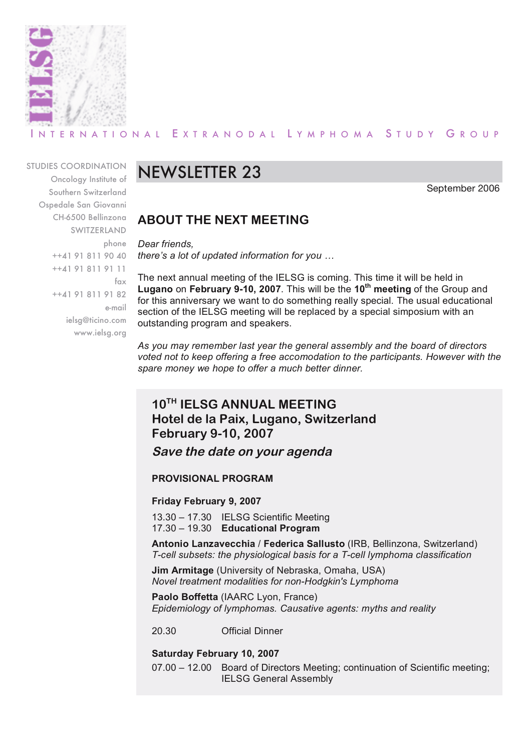INTERNATIONAL EXTRANODAL LYMPHOMA STUDY GROUP

STUDIES COORDINATION
Oncology Institute of
Southern Switzerland
Ospedale San Giovanni
CH-6500 Bellinzona
SWITZERLAND
phone
++41 91 811 90 40
++41 91 811 91 11
fax
++41 91 811 91 82
e-mail
ielsg@ticino.com
www.ielsg.org

# NEWSLETTER 23

September 2006

## ABOUT THE NEXT MEETING

*Dear friends,*
*there's a lot of updated information for you …*

The next annual meeting of the IELSG is coming. This time it will be held in **Lugano** on **February 9-10, 2007**. This will be the **10th meeting** of the Group and for this anniversary we want to do something really special. The usual educational section of the IELSG meeting will be replaced by a special simposium with an outstanding program and speakers.

*As you may remember last year the general assembly and the board of directors voted not to keep offering a free accomodation to the participants. However with the spare money we hope to offer a much better dinner.*

### 10TH IELSG ANNUAL MEETING
### Hotel de la Paix, Lugano, Switzerland
### February 9-10, 2007

***Save the date on your agenda***

**PROVISIONAL PROGRAM**

**Friday February 9, 2007**

13.30 – 17.30 IELSG Scientific Meeting
17.30 – 19.30 **Educational Program**

**Antonio Lanzavecchia** / **Federica Sallusto** (IRB, Bellinzona, Switzerland)
*T-cell subsets: the physiological basis for a T-cell lymphoma classification*

**Jim Armitage** (University of Nebraska, Omaha, USA)
*Novel treatment modalities for non-Hodgkin's Lymphoma*

**Paolo Boffetta** (IAARC Lyon, France)
*Epidemiology of lymphomas. Causative agents: myths and reality*

20.30 Official Dinner

**Saturday February 10, 2007**

07.00 – 12.00 Board of Directors Meeting; continuation of Scientific meeting; IELSG General Assembly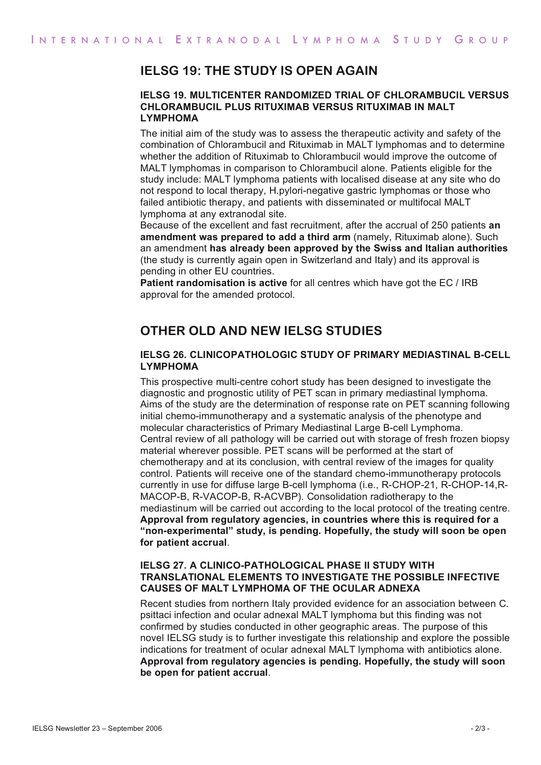## IELSG 19: THE STUDY IS OPEN AGAIN

### IELSG 19. MULTICENTER RANDOMIZED TRIAL OF CHLORAMBUCIL VERSUS CHLORAMBUCIL PLUS RITUXIMAB VERSUS RITUXIMAB IN MALT LYMPHOMA

The initial aim of the study was to assess the therapeutic activity and safety of the combination of Chlorambucil and Rituximab in MALT lymphomas and to determine whether the addition of Rituximab to Chlorambucil would improve the outcome of MALT lymphomas in comparison to Chlorambucil alone. Patients eligible for the study include: MALT lymphoma patients with localised disease at any site who do not respond to local therapy, H.pylori-negative gastric lymphomas or those who failed antibiotic therapy, and patients with disseminated or multifocal MALT lymphoma at any extranodal site.

Because of the excellent and fast recruitment, after the accrual of 250 patients **an amendment was prepared to add a third arm** (namely, Rituximab alone). Such an amendment **has already been approved by the Swiss and Italian authorities** (the study is currently again open in Switzerland and Italy) and its approval is pending in other EU countries.

**Patient randomisation is active** for all centres which have got the EC / IRB approval for the amended protocol.

## OTHER OLD AND NEW IELSG STUDIES

### IELSG 26. CLINICOPATHOLOGIC STUDY OF PRIMARY MEDIASTINAL B-CELL LYMPHOMA

This prospective multi-centre cohort study has been designed to investigate the diagnostic and prognostic utility of PET scan in primary mediastinal lymphoma. Aims of the study are the determination of response rate on PET scanning following initial chemo-immunotherapy and a systematic analysis of the phenotype and molecular characteristics of Primary Mediastinal Large B-cell Lymphoma.

Central review of all pathology will be carried out with storage of fresh frozen biopsy material wherever possible. PET scans will be performed at the start of chemotherapy and at its conclusion, with central review of the images for quality control. Patients will receive one of the standard chemo-immunotherapy protocols currently in use for diffuse large B-cell lymphoma (i.e., R-CHOP-21, R-CHOP-14,R-MACOP-B, R-VACOP-B, R-ACVBP). Consolidation radiotherapy to the mediastinum will be carried out according to the local protocol of the treating centre. **Approval from regulatory agencies, in countries where this is required for a "non-experimental" study, is pending. Hopefully, the study will soon be open for patient accrual**.

### IELSG 27. A CLINICO-PATHOLOGICAL PHASE II STUDY WITH TRANSLATIONAL ELEMENTS TO INVESTIGATE THE POSSIBLE INFECTIVE CAUSES OF MALT LYMPHOMA OF THE OCULAR ADNEXA

Recent studies from northern Italy provided evidence for an association between C. psittaci infection and ocular adnexal MALT lymphoma but this finding was not confirmed by studies conducted in other geographic areas. The purpose of this novel IELSG study is to further investigate this relationship and explore the possible indications for treatment of ocular adnexal MALT lymphoma with antibiotics alone. **Approval from regulatory agencies is pending. Hopefully, the study will soon be open for patient accrual**.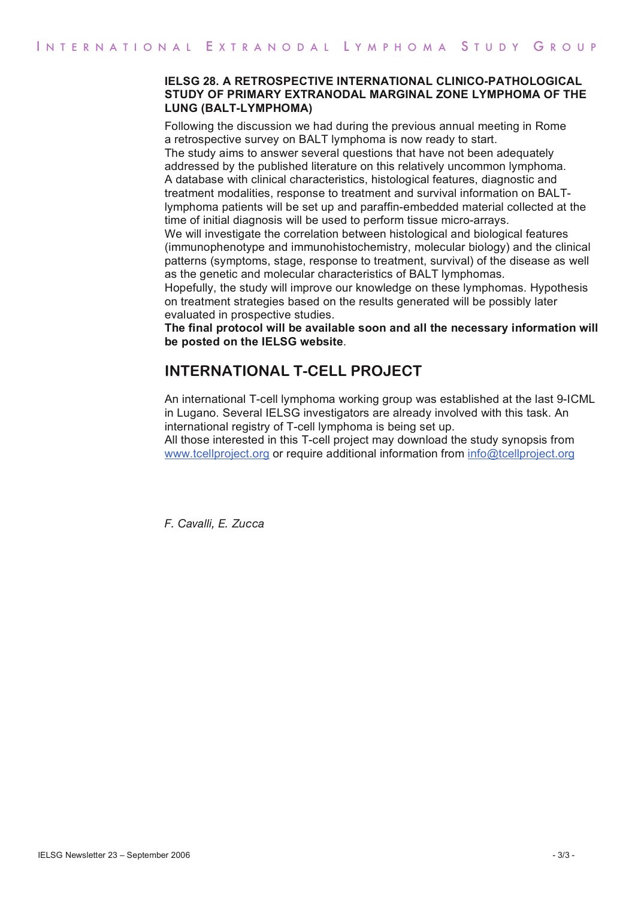### IELSG 28. A RETROSPECTIVE INTERNATIONAL CLINICO-PATHOLOGICAL STUDY OF PRIMARY EXTRANODAL MARGINAL ZONE LYMPHOMA OF THE LUNG (BALT-LYMPHOMA)

Following the discussion we had during the previous annual meeting in Rome a retrospective survey on BALT lymphoma is now ready to start.
The study aims to answer several questions that have not been adequately addressed by the published literature on this relatively uncommon lymphoma.
A database with clinical characteristics, histological features, diagnostic and treatment modalities, response to treatment and survival information on BALT-lymphoma patients will be set up and paraffin-embedded material collected at the time of initial diagnosis will be used to perform tissue micro-arrays.
We will investigate the correlation between histological and biological features (immunophenotype and immunohistochemistry, molecular biology) and the clinical patterns (symptoms, stage, response to treatment, survival) of the disease as well as the genetic and molecular characteristics of BALT lymphomas.
Hopefully, the study will improve our knowledge on these lymphomas. Hypothesis on treatment strategies based on the results generated will be possibly later evaluated in prospective studies.
**The final protocol will be available soon and all the necessary information will be posted on the IELSG website**.

## INTERNATIONAL T-CELL PROJECT

An international T-cell lymphoma working group was established at the last 9-ICML in Lugano. Several IELSG investigators are already involved with this task. An international registry of T-cell lymphoma is being set up.
All those interested in this T-cell project may download the study synopsis from www.tcellproject.org or require additional information from info@tcellproject.org

*F. Cavalli, E. Zucca*